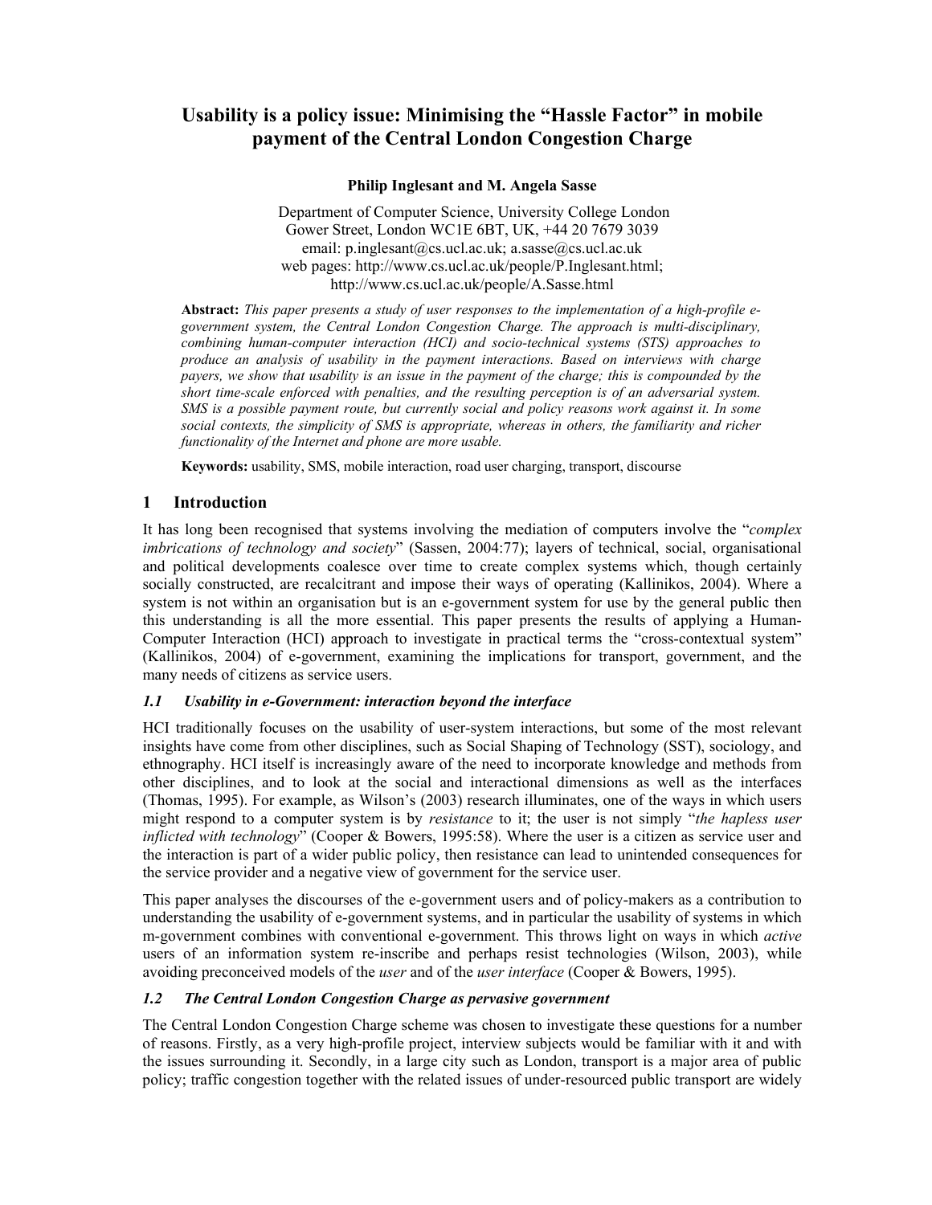# Usability is a policy issue: Minimising the "Hassle Factor" in mobile payment of the Central London Congestion Charge

**Philip Inglesant and M. Angela Sasse**

Department of Computer Science, University College London
Gower Street, London WC1E 6BT, UK, +44 20 7679 3039
email: p.inglesant@cs.ucl.ac.uk; a.sasse@cs.ucl.ac.uk
web pages: http://www.cs.ucl.ac.uk/people/P.Inglesant.html;
http://www.cs.ucl.ac.uk/people/A.Sasse.html

**Abstract:** *This paper presents a study of user responses to the implementation of a high-profile e-government system, the Central London Congestion Charge. The approach is multi-disciplinary, combining human-computer interaction (HCI) and socio-technical systems (STS) approaches to produce an analysis of usability in the payment interactions. Based on interviews with charge payers, we show that usability is an issue in the payment of the charge; this is compounded by the short time-scale enforced with penalties, and the resulting perception is of an adversarial system. SMS is a possible payment route, but currently social and policy reasons work against it. In some social contexts, the simplicity of SMS is appropriate, whereas in others, the familiarity and richer functionality of the Internet and phone are more usable.*

**Keywords:** usability, SMS, mobile interaction, road user charging, transport, discourse

## 1 Introduction

It has long been recognised that systems involving the mediation of computers involve the "*complex imbrications of technology and society*" (Sassen, 2004:77); layers of technical, social, organisational and political developments coalesce over time to create complex systems which, though certainly socially constructed, are recalcitrant and impose their ways of operating (Kallinikos, 2004). Where a system is not within an organisation but is an e-government system for use by the general public then this understanding is all the more essential. This paper presents the results of applying a Human-Computer Interaction (HCI) approach to investigate in practical terms the "cross-contextual system" (Kallinikos, 2004) of e-government, examining the implications for transport, government, and the many needs of citizens as service users.

### *1.1 Usability in e-Government: interaction beyond the interface*

HCI traditionally focuses on the usability of user-system interactions, but some of the most relevant insights have come from other disciplines, such as Social Shaping of Technology (SST), sociology, and ethnography. HCI itself is increasingly aware of the need to incorporate knowledge and methods from other disciplines, and to look at the social and interactional dimensions as well as the interfaces (Thomas, 1995). For example, as Wilson's (2003) research illuminates, one of the ways in which users might respond to a computer system is by *resistance* to it; the user is not simply "*the hapless user inflicted with technology*" (Cooper & Bowers, 1995:58). Where the user is a citizen as service user and the interaction is part of a wider public policy, then resistance can lead to unintended consequences for the service provider and a negative view of government for the service user.

This paper analyses the discourses of the e-government users and of policy-makers as a contribution to understanding the usability of e-government systems, and in particular the usability of systems in which m-government combines with conventional e-government. This throws light on ways in which *active* users of an information system re-inscribe and perhaps resist technologies (Wilson, 2003), while avoiding preconceived models of the *user* and of the *user interface* (Cooper & Bowers, 1995).

### *1.2 The Central London Congestion Charge as pervasive government*

The Central London Congestion Charge scheme was chosen to investigate these questions for a number of reasons. Firstly, as a very high-profile project, interview subjects would be familiar with it and with the issues surrounding it. Secondly, in a large city such as London, transport is a major area of public policy; traffic congestion together with the related issues of under-resourced public transport are widely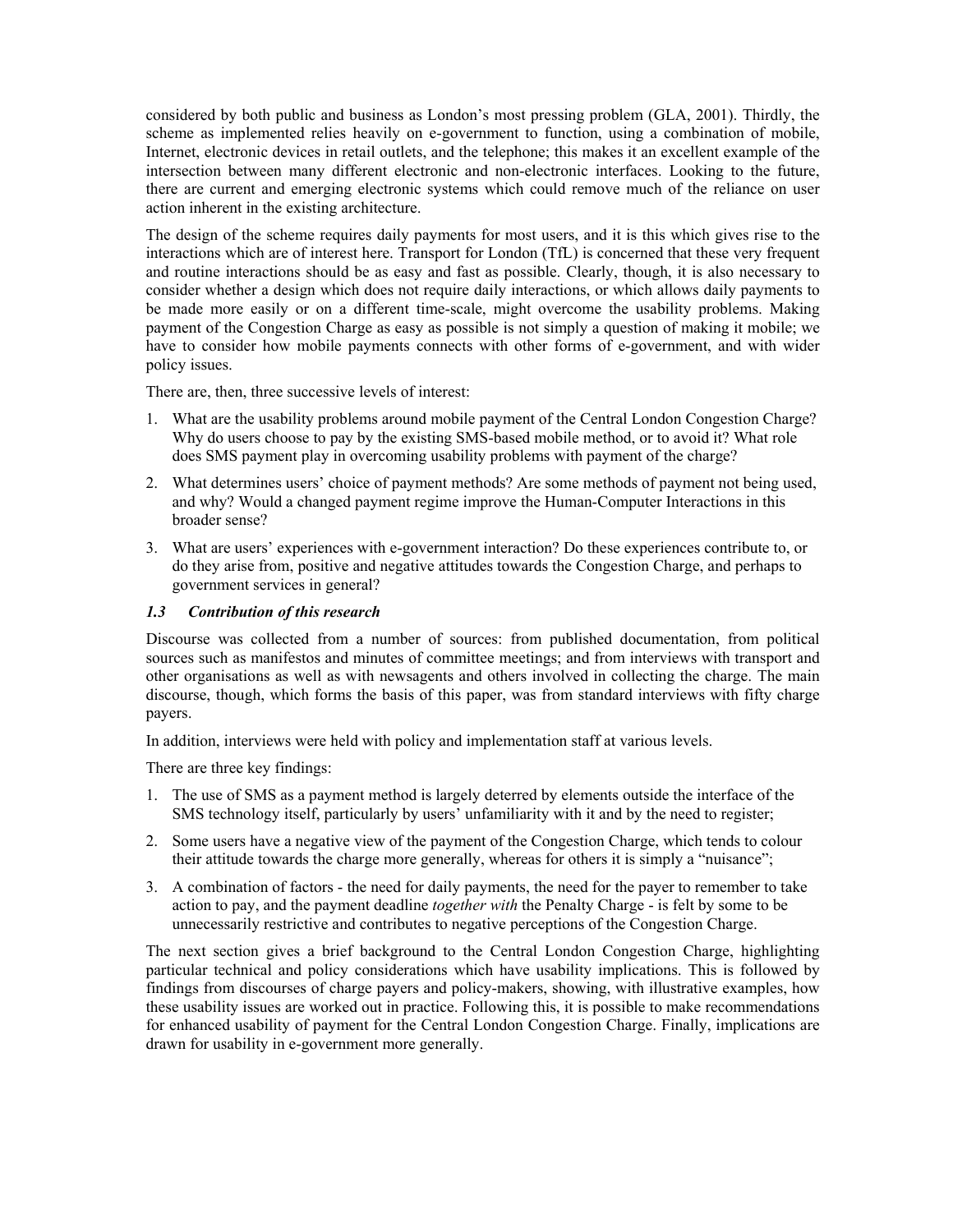considered by both public and business as London's most pressing problem (GLA, 2001). Thirdly, the scheme as implemented relies heavily on e-government to function, using a combination of mobile, Internet, electronic devices in retail outlets, and the telephone; this makes it an excellent example of the intersection between many different electronic and non-electronic interfaces. Looking to the future, there are current and emerging electronic systems which could remove much of the reliance on user action inherent in the existing architecture.

The design of the scheme requires daily payments for most users, and it is this which gives rise to the interactions which are of interest here. Transport for London (TfL) is concerned that these very frequent and routine interactions should be as easy and fast as possible. Clearly, though, it is also necessary to consider whether a design which does not require daily interactions, or which allows daily payments to be made more easily or on a different time-scale, might overcome the usability problems. Making payment of the Congestion Charge as easy as possible is not simply a question of making it mobile; we have to consider how mobile payments connects with other forms of e-government, and with wider policy issues.

There are, then, three successive levels of interest:

1. What are the usability problems around mobile payment of the Central London Congestion Charge? Why do users choose to pay by the existing SMS-based mobile method, or to avoid it? What role does SMS payment play in overcoming usability problems with payment of the charge?
2. What determines users' choice of payment methods? Are some methods of payment not being used, and why? Would a changed payment regime improve the Human-Computer Interactions in this broader sense?
3. What are users' experiences with e-government interaction? Do these experiences contribute to, or do they arise from, positive and negative attitudes towards the Congestion Charge, and perhaps to government services in general?

### *1.3 Contribution of this research*

Discourse was collected from a number of sources: from published documentation, from political sources such as manifestos and minutes of committee meetings; and from interviews with transport and other organisations as well as with newsagents and others involved in collecting the charge. The main discourse, though, which forms the basis of this paper, was from standard interviews with fifty charge payers.

In addition, interviews were held with policy and implementation staff at various levels.

There are three key findings:

1. The use of SMS as a payment method is largely deterred by elements outside the interface of the SMS technology itself, particularly by users' unfamiliarity with it and by the need to register;
2. Some users have a negative view of the payment of the Congestion Charge, which tends to colour their attitude towards the charge more generally, whereas for others it is simply a "nuisance";
3. A combination of factors - the need for daily payments, the need for the payer to remember to take action to pay, and the payment deadline *together with* the Penalty Charge - is felt by some to be unnecessarily restrictive and contributes to negative perceptions of the Congestion Charge.

The next section gives a brief background to the Central London Congestion Charge, highlighting particular technical and policy considerations which have usability implications. This is followed by findings from discourses of charge payers and policy-makers, showing, with illustrative examples, how these usability issues are worked out in practice. Following this, it is possible to make recommendations for enhanced usability of payment for the Central London Congestion Charge. Finally, implications are drawn for usability in e-government more generally.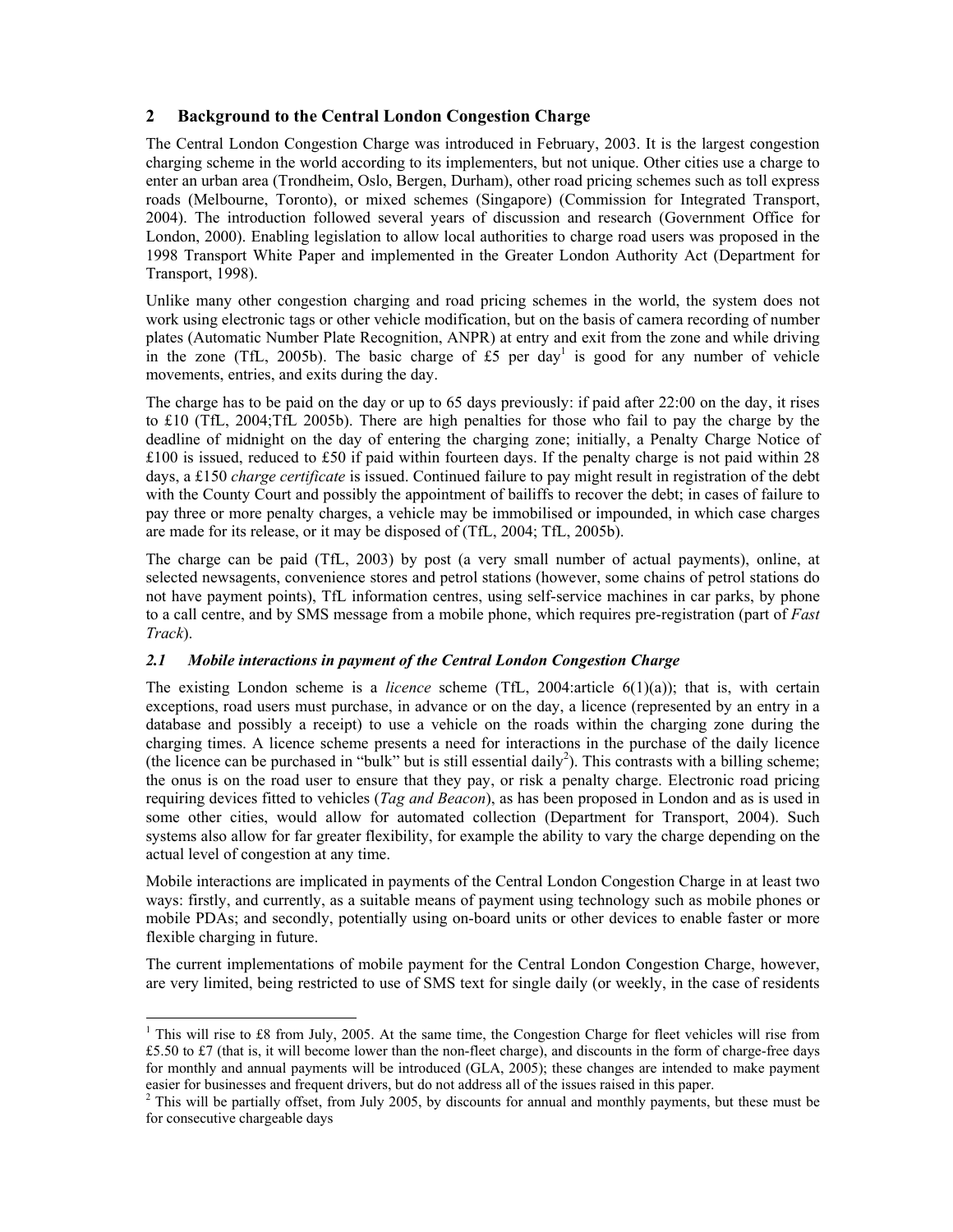## 2 Background to the Central London Congestion Charge

The Central London Congestion Charge was introduced in February, 2003. It is the largest congestion charging scheme in the world according to its implementers, but not unique. Other cities use a charge to enter an urban area (Trondheim, Oslo, Bergen, Durham), other road pricing schemes such as toll express roads (Melbourne, Toronto), or mixed schemes (Singapore) (Commission for Integrated Transport, 2004). The introduction followed several years of discussion and research (Government Office for London, 2000). Enabling legislation to allow local authorities to charge road users was proposed in the 1998 Transport White Paper and implemented in the Greater London Authority Act (Department for Transport, 1998).

Unlike many other congestion charging and road pricing schemes in the world, the system does not work using electronic tags or other vehicle modification, but on the basis of camera recording of number plates (Automatic Number Plate Recognition, ANPR) at entry and exit from the zone and while driving in the zone (TfL, 2005b). The basic charge of £5 per day[1] is good for any number of vehicle movements, entries, and exits during the day.

The charge has to be paid on the day or up to 65 days previously: if paid after 22:00 on the day, it rises to £10 (TfL, 2004;TfL 2005b). There are high penalties for those who fail to pay the charge by the deadline of midnight on the day of entering the charging zone; initially, a Penalty Charge Notice of £100 is issued, reduced to £50 if paid within fourteen days. If the penalty charge is not paid within 28 days, a £150 *charge certificate* is issued. Continued failure to pay might result in registration of the debt with the County Court and possibly the appointment of bailiffs to recover the debt; in cases of failure to pay three or more penalty charges, a vehicle may be immobilised or impounded, in which case charges are made for its release, or it may be disposed of (TfL, 2004; TfL, 2005b).

The charge can be paid (TfL, 2003) by post (a very small number of actual payments), online, at selected newsagents, convenience stores and petrol stations (however, some chains of petrol stations do not have payment points), TfL information centres, using self-service machines in car parks, by phone to a call centre, and by SMS message from a mobile phone, which requires pre-registration (part of *Fast Track*).

### *2.1 Mobile interactions in payment of the Central London Congestion Charge*

The existing London scheme is a *licence* scheme (TfL, 2004:article 6(1)(a)); that is, with certain exceptions, road users must purchase, in advance or on the day, a licence (represented by an entry in a database and possibly a receipt) to use a vehicle on the roads within the charging zone during the charging times. A licence scheme presents a need for interactions in the purchase of the daily licence (the licence can be purchased in "bulk" but is still essential daily[2]). This contrasts with a billing scheme; the onus is on the road user to ensure that they pay, or risk a penalty charge. Electronic road pricing requiring devices fitted to vehicles (*Tag and Beacon*), as has been proposed in London and as is used in some other cities, would allow for automated collection (Department for Transport, 2004). Such systems also allow for far greater flexibility, for example the ability to vary the charge depending on the actual level of congestion at any time.

Mobile interactions are implicated in payments of the Central London Congestion Charge in at least two ways: firstly, and currently, as a suitable means of payment using technology such as mobile phones or mobile PDAs; and secondly, potentially using on-board units or other devices to enable faster or more flexible charging in future.

The current implementations of mobile payment for the Central London Congestion Charge, however, are very limited, being restricted to use of SMS text for single daily (or weekly, in the case of residents

---

[1] This will rise to £8 from July, 2005. At the same time, the Congestion Charge for fleet vehicles will rise from £5.50 to £7 (that is, it will become lower than the non-fleet charge), and discounts in the form of charge-free days for monthly and annual payments will be introduced (GLA, 2005); these changes are intended to make payment easier for businesses and frequent drivers, but do not address all of the issues raised in this paper.

[2] This will be partially offset, from July 2005, by discounts for annual and monthly payments, but these must be for consecutive chargeable days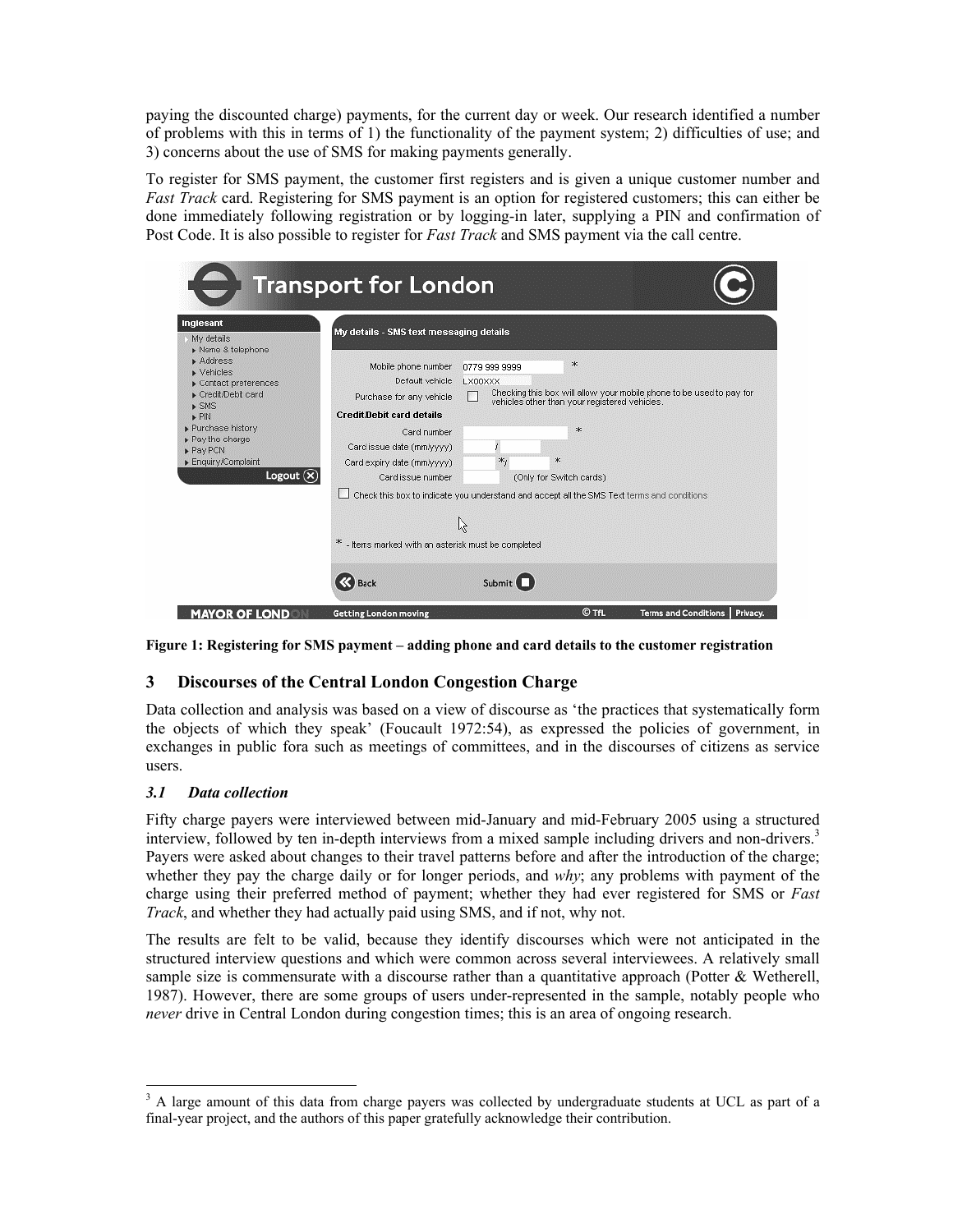paying the discounted charge) payments, for the current day or week. Our research identified a number of problems with this in terms of 1) the functionality of the payment system; 2) difficulties of use; and 3) concerns about the use of SMS for making payments generally.

To register for SMS payment, the customer first registers and is given a unique customer number and *Fast Track* card. Registering for SMS payment is an option for registered customers; this can either be done immediately following registration or by logging-in later, supplying a PIN and confirmation of Post Code. It is also possible to register for *Fast Track* and SMS payment via the call centre.

**Figure 1: Registering for SMS payment – adding phone and card details to the customer registration**

## 3 Discourses of the Central London Congestion Charge

Data collection and analysis was based on a view of discourse as 'the practices that systematically form the objects of which they speak' (Foucault 1972:54), as expressed the policies of government, in exchanges in public fora such as meetings of committees, and in the discourses of citizens as service users.

### *3.1 Data collection*

Fifty charge payers were interviewed between mid-January and mid-February 2005 using a structured interview, followed by ten in-depth interviews from a mixed sample including drivers and non-drivers.[3] Payers were asked about changes to their travel patterns before and after the introduction of the charge; whether they pay the charge daily or for longer periods, and *why*; any problems with payment of the charge using their preferred method of payment; whether they had ever registered for SMS or *Fast Track*, and whether they had actually paid using SMS, and if not, why not.

The results are felt to be valid, because they identify discourses which were not anticipated in the structured interview questions and which were common across several interviewees. A relatively small sample size is commensurate with a discourse rather than a quantitative approach (Potter & Wetherell, 1987). However, there are some groups of users under-represented in the sample, notably people who *never* drive in Central London during congestion times; this is an area of ongoing research.

[3] A large amount of this data from charge payers was collected by undergraduate students at UCL as part of a final-year project, and the authors of this paper gratefully acknowledge their contribution.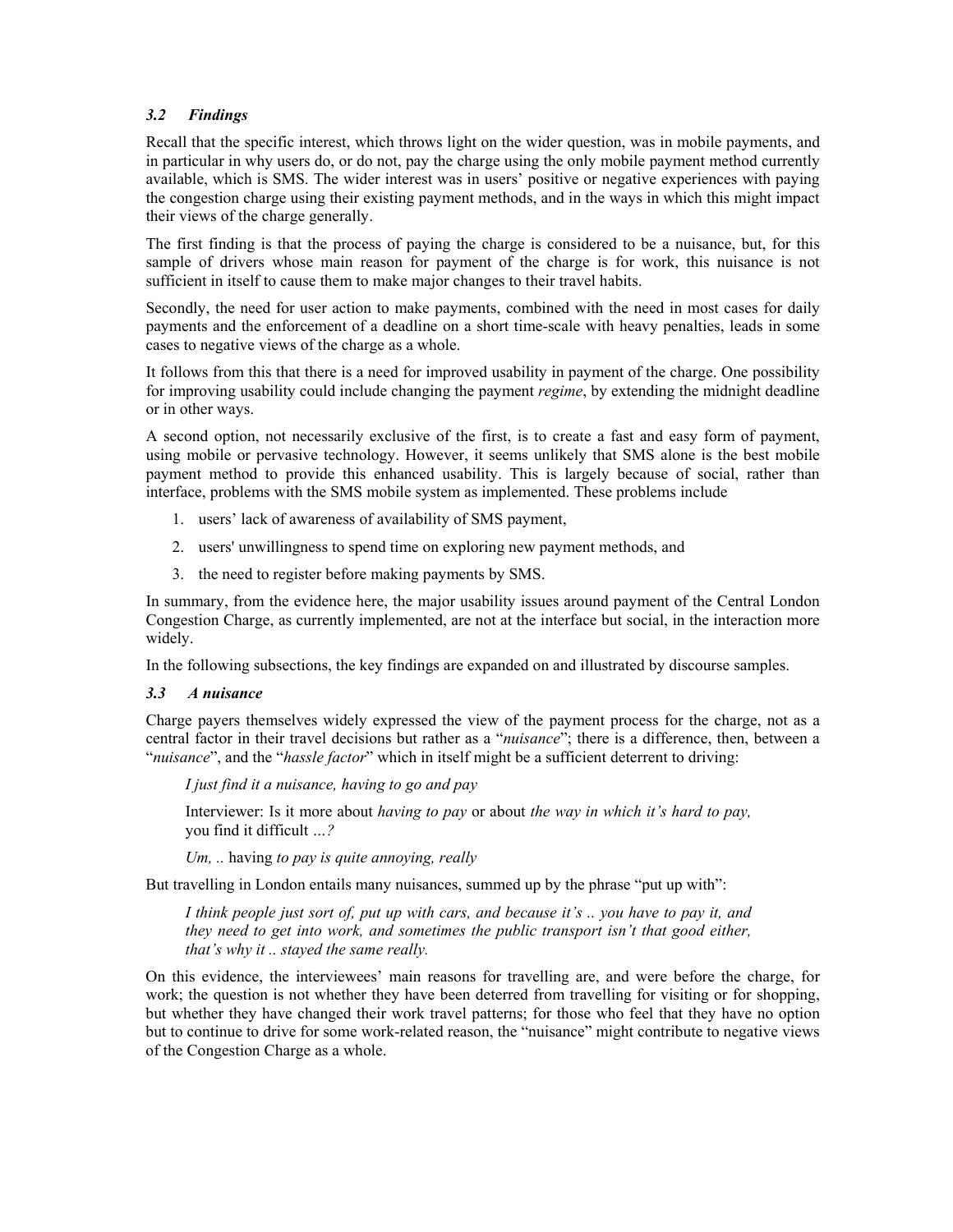### *3.2 Findings*

Recall that the specific interest, which throws light on the wider question, was in mobile payments, and in particular in why users do, or do not, pay the charge using the only mobile payment method currently available, which is SMS. The wider interest was in users' positive or negative experiences with paying the congestion charge using their existing payment methods, and in the ways in which this might impact their views of the charge generally.

The first finding is that the process of paying the charge is considered to be a nuisance, but, for this sample of drivers whose main reason for payment of the charge is for work, this nuisance is not sufficient in itself to cause them to make major changes to their travel habits.

Secondly, the need for user action to make payments, combined with the need in most cases for daily payments and the enforcement of a deadline on a short time-scale with heavy penalties, leads in some cases to negative views of the charge as a whole.

It follows from this that there is a need for improved usability in payment of the charge. One possibility for improving usability could include changing the payment *regime*, by extending the midnight deadline or in other ways.

A second option, not necessarily exclusive of the first, is to create a fast and easy form of payment, using mobile or pervasive technology. However, it seems unlikely that SMS alone is the best mobile payment method to provide this enhanced usability. This is largely because of social, rather than interface, problems with the SMS mobile system as implemented. These problems include

1. users' lack of awareness of availability of SMS payment,
2. users' unwillingness to spend time on exploring new payment methods, and
3. the need to register before making payments by SMS.

In summary, from the evidence here, the major usability issues around payment of the Central London Congestion Charge, as currently implemented, are not at the interface but social, in the interaction more widely.

In the following subsections, the key findings are expanded on and illustrated by discourse samples.

### *3.3 A nuisance*

Charge payers themselves widely expressed the view of the payment process for the charge, not as a central factor in their travel decisions but rather as a "*nuisance*"; there is a difference, then, between a "*nuisance*", and the "*hassle factor*" which in itself might be a sufficient deterrent to driving:

> *I just find it a nuisance, having to go and pay*
>
> Interviewer: Is it more about *having to pay* or about *the way in which it's hard to pay,* you find it difficult *…?*
>
> *Um, ..* having *to pay is quite annoying, really*

But travelling in London entails many nuisances, summed up by the phrase "put up with":

> *I think people just sort of, put up with cars, and because it's .. you have to pay it, and they need to get into work, and sometimes the public transport isn't that good either, that's why it .. stayed the same really.*

On this evidence, the interviewees' main reasons for travelling are, and were before the charge, for work; the question is not whether they have been deterred from travelling for visiting or for shopping, but whether they have changed their work travel patterns; for those who feel that they have no option but to continue to drive for some work-related reason, the "nuisance" might contribute to negative views of the Congestion Charge as a whole.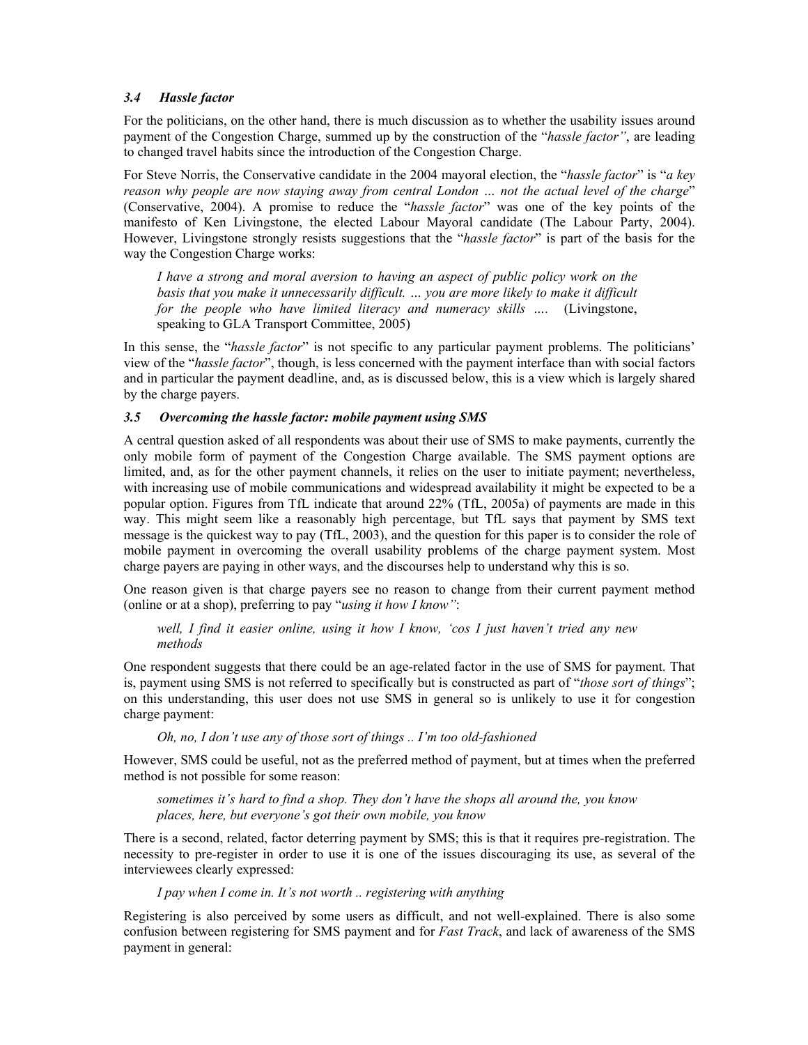### 3.4 *Hassle factor*

For the politicians, on the other hand, there is much discussion as to whether the usability issues around payment of the Congestion Charge, summed up by the construction of the "*hassle factor"*, are leading to changed travel habits since the introduction of the Congestion Charge.

For Steve Norris, the Conservative candidate in the 2004 mayoral election, the "*hassle factor*" is "*a key reason why people are now staying away from central London … not the actual level of the charge*" (Conservative, 2004). A promise to reduce the "*hassle factor*" was one of the key points of the manifesto of Ken Livingstone, the elected Labour Mayoral candidate (The Labour Party, 2004). However, Livingstone strongly resists suggestions that the "*hassle factor*" is part of the basis for the way the Congestion Charge works:

> *I have a strong and moral aversion to having an aspect of public policy work on the basis that you make it unnecessarily difficult. … you are more likely to make it difficult for the people who have limited literacy and numeracy skills ….* (Livingstone, speaking to GLA Transport Committee, 2005)

In this sense, the "*hassle factor*" is not specific to any particular payment problems. The politicians' view of the "*hassle factor*", though, is less concerned with the payment interface than with social factors and in particular the payment deadline, and, as is discussed below, this is a view which is largely shared by the charge payers.

### 3.5 *Overcoming the hassle factor: mobile payment using SMS*

A central question asked of all respondents was about their use of SMS to make payments, currently the only mobile form of payment of the Congestion Charge available. The SMS payment options are limited, and, as for the other payment channels, it relies on the user to initiate payment; nevertheless, with increasing use of mobile communications and widespread availability it might be expected to be a popular option. Figures from TfL indicate that around 22% (TfL, 2005a) of payments are made in this way. This might seem like a reasonably high percentage, but TfL says that payment by SMS text message is the quickest way to pay (TfL, 2003), and the question for this paper is to consider the role of mobile payment in overcoming the overall usability problems of the charge payment system. Most charge payers are paying in other ways, and the discourses help to understand why this is so.

One reason given is that charge payers see no reason to change from their current payment method (online or at a shop), preferring to pay "*using it how I know"*:

> *well, I find it easier online, using it how I know, 'cos I just haven't tried any new methods*

One respondent suggests that there could be an age-related factor in the use of SMS for payment. That is, payment using SMS is not referred to specifically but is constructed as part of "*those sort of things*"; on this understanding, this user does not use SMS in general so is unlikely to use it for congestion charge payment:

> *Oh, no, I don't use any of those sort of things .. I'm too old-fashioned*

However, SMS could be useful, not as the preferred method of payment, but at times when the preferred method is not possible for some reason:

> *sometimes it's hard to find a shop. They don't have the shops all around the, you know places, here, but everyone's got their own mobile, you know*

There is a second, related, factor deterring payment by SMS; this is that it requires pre-registration. The necessity to pre-register in order to use it is one of the issues discouraging its use, as several of the interviewees clearly expressed:

> *I pay when I come in. It's not worth .. registering with anything*

Registering is also perceived by some users as difficult, and not well-explained. There is also some confusion between registering for SMS payment and for *Fast Track*, and lack of awareness of the SMS payment in general: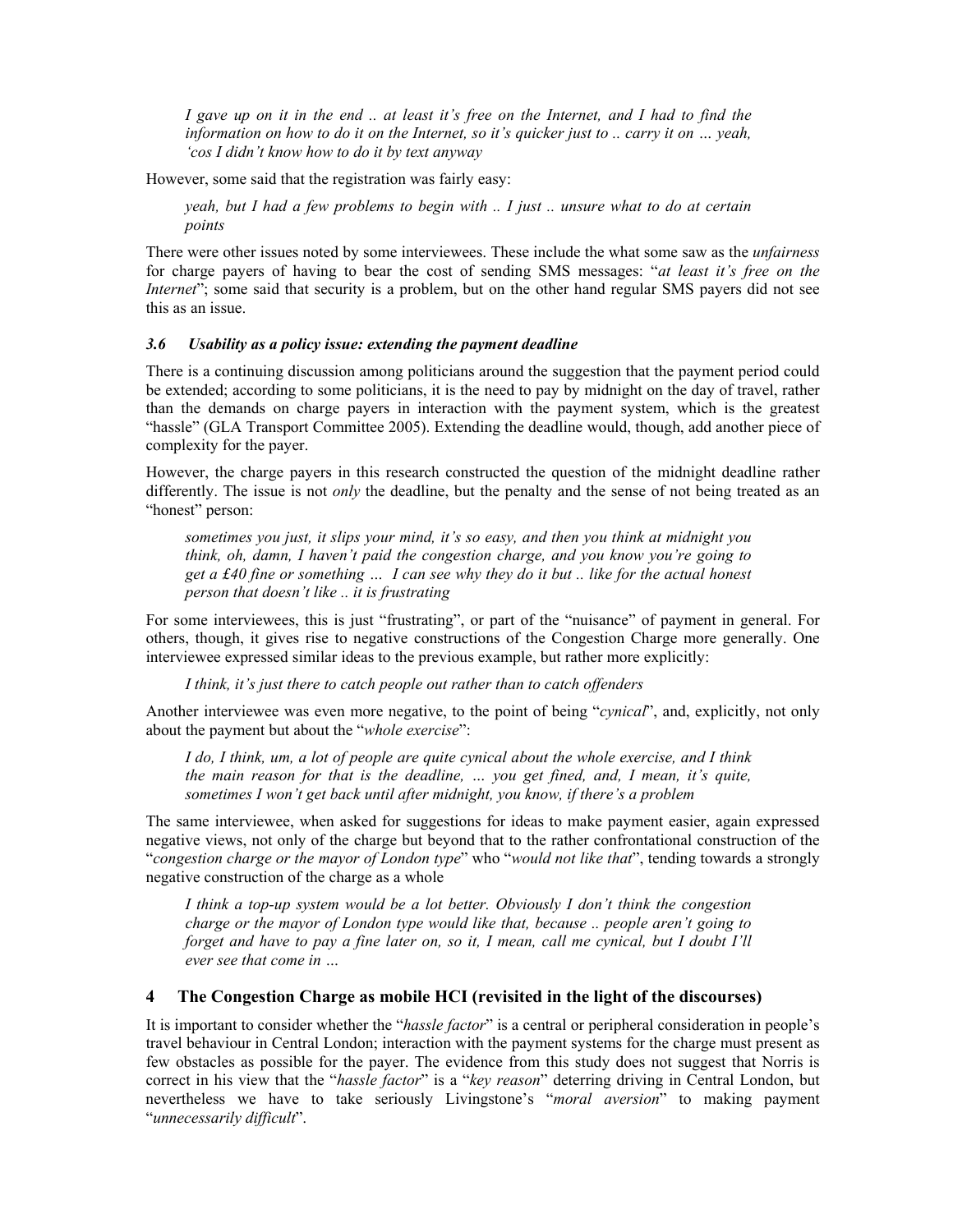> *I gave up on it in the end .. at least it's free on the Internet, and I had to find the information on how to do it on the Internet, so it's quicker just to .. carry it on … yeah, 'cos I didn't know how to do it by text anyway*

However, some said that the registration was fairly easy:

> *yeah, but I had a few problems to begin with .. I just .. unsure what to do at certain points*

There were other issues noted by some interviewees. These include the what some saw as the *unfairness* for charge payers of having to bear the cost of sending SMS messages: "*at least it's free on the Internet*"; some said that security is a problem, but on the other hand regular SMS payers did not see this as an issue.

### *3.6 Usability as a policy issue: extending the payment deadline*

There is a continuing discussion among politicians around the suggestion that the payment period could be extended; according to some politicians, it is the need to pay by midnight on the day of travel, rather than the demands on charge payers in interaction with the payment system, which is the greatest "hassle" (GLA Transport Committee 2005). Extending the deadline would, though, add another piece of complexity for the payer.

However, the charge payers in this research constructed the question of the midnight deadline rather differently. The issue is not *only* the deadline, but the penalty and the sense of not being treated as an "honest" person:

> *sometimes you just, it slips your mind, it's so easy, and then you think at midnight you think, oh, damn, I haven't paid the congestion charge, and you know you're going to get a £40 fine or something … I can see why they do it but .. like for the actual honest person that doesn't like .. it is frustrating*

For some interviewees, this is just "frustrating", or part of the "nuisance" of payment in general. For others, though, it gives rise to negative constructions of the Congestion Charge more generally. One interviewee expressed similar ideas to the previous example, but rather more explicitly:

> *I think, it's just there to catch people out rather than to catch offenders*

Another interviewee was even more negative, to the point of being "*cynical*", and, explicitly, not only about the payment but about the "*whole exercise*":

> *I do, I think, um, a lot of people are quite cynical about the whole exercise, and I think the main reason for that is the deadline, … you get fined, and, I mean, it's quite, sometimes I won't get back until after midnight, you know, if there's a problem*

The same interviewee, when asked for suggestions for ideas to make payment easier, again expressed negative views, not only of the charge but beyond that to the rather confrontational construction of the "*congestion charge or the mayor of London type*" who "*would not like that*", tending towards a strongly negative construction of the charge as a whole

> *I think a top-up system would be a lot better. Obviously I don't think the congestion charge or the mayor of London type would like that, because .. people aren't going to forget and have to pay a fine later on, so it, I mean, call me cynical, but I doubt I'll ever see that come in …*

## 4 The Congestion Charge as mobile HCI (revisited in the light of the discourses)

It is important to consider whether the "*hassle factor*" is a central or peripheral consideration in people's travel behaviour in Central London; interaction with the payment systems for the charge must present as few obstacles as possible for the payer. The evidence from this study does not suggest that Norris is correct in his view that the "*hassle factor*" is a "*key reason*" deterring driving in Central London, but nevertheless we have to take seriously Livingstone's "*moral aversion*" to making payment "*unnecessarily difficult*".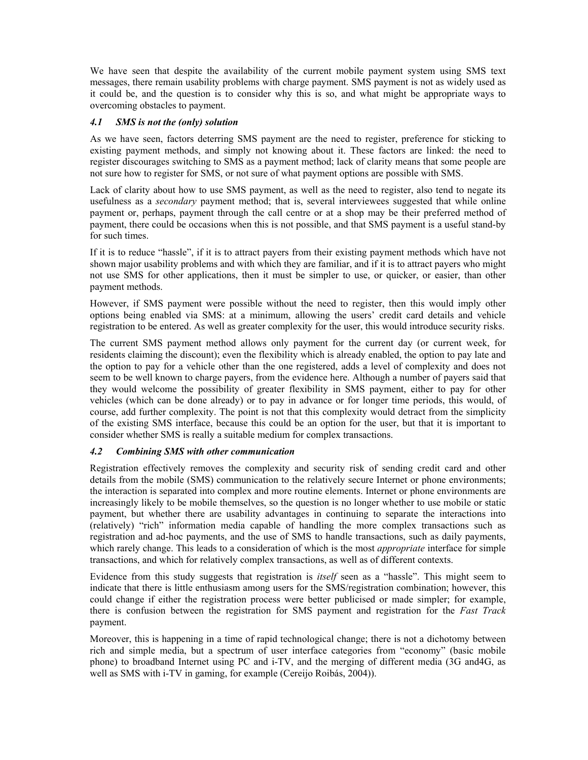We have seen that despite the availability of the current mobile payment system using SMS text messages, there remain usability problems with charge payment. SMS payment is not as widely used as it could be, and the question is to consider why this is so, and what might be appropriate ways to overcoming obstacles to payment.

### *4.1 SMS is not the (only) solution*

As we have seen, factors deterring SMS payment are the need to register, preference for sticking to existing payment methods, and simply not knowing about it. These factors are linked: the need to register discourages switching to SMS as a payment method; lack of clarity means that some people are not sure how to register for SMS, or not sure of what payment options are possible with SMS.

Lack of clarity about how to use SMS payment, as well as the need to register, also tend to negate its usefulness as a *secondary* payment method; that is, several interviewees suggested that while online payment or, perhaps, payment through the call centre or at a shop may be their preferred method of payment, there could be occasions when this is not possible, and that SMS payment is a useful stand-by for such times.

If it is to reduce "hassle", if it is to attract payers from their existing payment methods which have not shown major usability problems and with which they are familiar, and if it is to attract payers who might not use SMS for other applications, then it must be simpler to use, or quicker, or easier, than other payment methods.

However, if SMS payment were possible without the need to register, then this would imply other options being enabled via SMS: at a minimum, allowing the users' credit card details and vehicle registration to be entered. As well as greater complexity for the user, this would introduce security risks.

The current SMS payment method allows only payment for the current day (or current week, for residents claiming the discount); even the flexibility which is already enabled, the option to pay late and the option to pay for a vehicle other than the one registered, adds a level of complexity and does not seem to be well known to charge payers, from the evidence here. Although a number of payers said that they would welcome the possibility of greater flexibility in SMS payment, either to pay for other vehicles (which can be done already) or to pay in advance or for longer time periods, this would, of course, add further complexity. The point is not that this complexity would detract from the simplicity of the existing SMS interface, because this could be an option for the user, but that it is important to consider whether SMS is really a suitable medium for complex transactions.

### *4.2 Combining SMS with other communication*

Registration effectively removes the complexity and security risk of sending credit card and other details from the mobile (SMS) communication to the relatively secure Internet or phone environments; the interaction is separated into complex and more routine elements. Internet or phone environments are increasingly likely to be mobile themselves, so the question is no longer whether to use mobile or static payment, but whether there are usability advantages in continuing to separate the interactions into (relatively) "rich" information media capable of handling the more complex transactions such as registration and ad-hoc payments, and the use of SMS to handle transactions, such as daily payments, which rarely change. This leads to a consideration of which is the most *appropriate* interface for simple transactions, and which for relatively complex transactions, as well as of different contexts.

Evidence from this study suggests that registration is *itself* seen as a "hassle". This might seem to indicate that there is little enthusiasm among users for the SMS/registration combination; however, this could change if either the registration process were better publicised or made simpler; for example, there is confusion between the registration for SMS payment and registration for the *Fast Track* payment.

Moreover, this is happening in a time of rapid technological change; there is not a dichotomy between rich and simple media, but a spectrum of user interface categories from "economy" (basic mobile phone) to broadband Internet using PC and i-TV, and the merging of different media (3G and4G, as well as SMS with i-TV in gaming, for example (Cereijo Roibás, 2004)).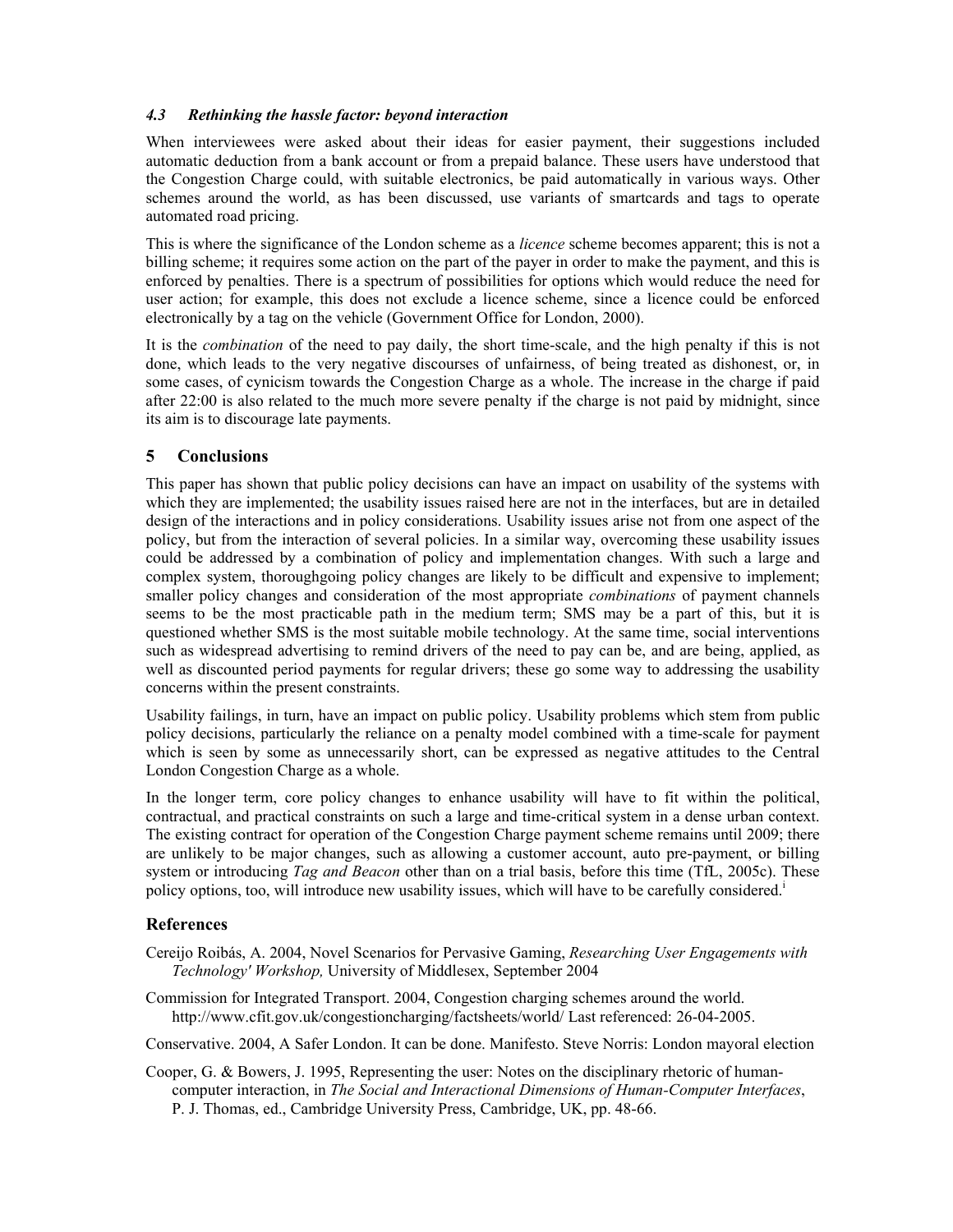### *4.3 Rethinking the hassle factor: beyond interaction*

When interviewees were asked about their ideas for easier payment, their suggestions included automatic deduction from a bank account or from a prepaid balance. These users have understood that the Congestion Charge could, with suitable electronics, be paid automatically in various ways. Other schemes around the world, as has been discussed, use variants of smartcards and tags to operate automated road pricing.

This is where the significance of the London scheme as a *licence* scheme becomes apparent; this is not a billing scheme; it requires some action on the part of the payer in order to make the payment, and this is enforced by penalties. There is a spectrum of possibilities for options which would reduce the need for user action; for example, this does not exclude a licence scheme, since a licence could be enforced electronically by a tag on the vehicle (Government Office for London, 2000).

It is the *combination* of the need to pay daily, the short time-scale, and the high penalty if this is not done, which leads to the very negative discourses of unfairness, of being treated as dishonest, or, in some cases, of cynicism towards the Congestion Charge as a whole. The increase in the charge if paid after 22:00 is also related to the much more severe penalty if the charge is not paid by midnight, since its aim is to discourage late payments.

## 5 Conclusions

This paper has shown that public policy decisions can have an impact on usability of the systems with which they are implemented; the usability issues raised here are not in the interfaces, but are in detailed design of the interactions and in policy considerations. Usability issues arise not from one aspect of the policy, but from the interaction of several policies. In a similar way, overcoming these usability issues could be addressed by a combination of policy and implementation changes. With such a large and complex system, thoroughgoing policy changes are likely to be difficult and expensive to implement; smaller policy changes and consideration of the most appropriate *combinations* of payment channels seems to be the most practicable path in the medium term; SMS may be a part of this, but it is questioned whether SMS is the most suitable mobile technology. At the same time, social interventions such as widespread advertising to remind drivers of the need to pay can be, and are being, applied, as well as discounted period payments for regular drivers; these go some way to addressing the usability concerns within the present constraints.

Usability failings, in turn, have an impact on public policy. Usability problems which stem from public policy decisions, particularly the reliance on a penalty model combined with a time-scale for payment which is seen by some as unnecessarily short, can be expressed as negative attitudes to the Central London Congestion Charge as a whole.

In the longer term, core policy changes to enhance usability will have to fit within the political, contractual, and practical constraints on such a large and time-critical system in a dense urban context. The existing contract for operation of the Congestion Charge payment scheme remains until 2009; there are unlikely to be major changes, such as allowing a customer account, auto pre-payment, or billing system or introducing *Tag and Beacon* other than on a trial basis, before this time (TfL, 2005c). These policy options, too, will introduce new usability issues, which will have to be carefully considered.[i]

## References

Cereijo Roibás, A. 2004, Novel Scenarios for Pervasive Gaming, *Researching User Engagements with Technology' Workshop,* University of Middlesex, September 2004

Commission for Integrated Transport. 2004, Congestion charging schemes around the world. http://www.cfit.gov.uk/congestioncharging/factsheets/world/ Last referenced: 26-04-2005.

Conservative. 2004, A Safer London. It can be done. Manifesto. Steve Norris: London mayoral election

Cooper, G. & Bowers, J. 1995, Representing the user: Notes on the disciplinary rhetoric of human-computer interaction, in *The Social and Interactional Dimensions of Human-Computer Interfaces*, P. J. Thomas, ed., Cambridge University Press, Cambridge, UK, pp. 48-66.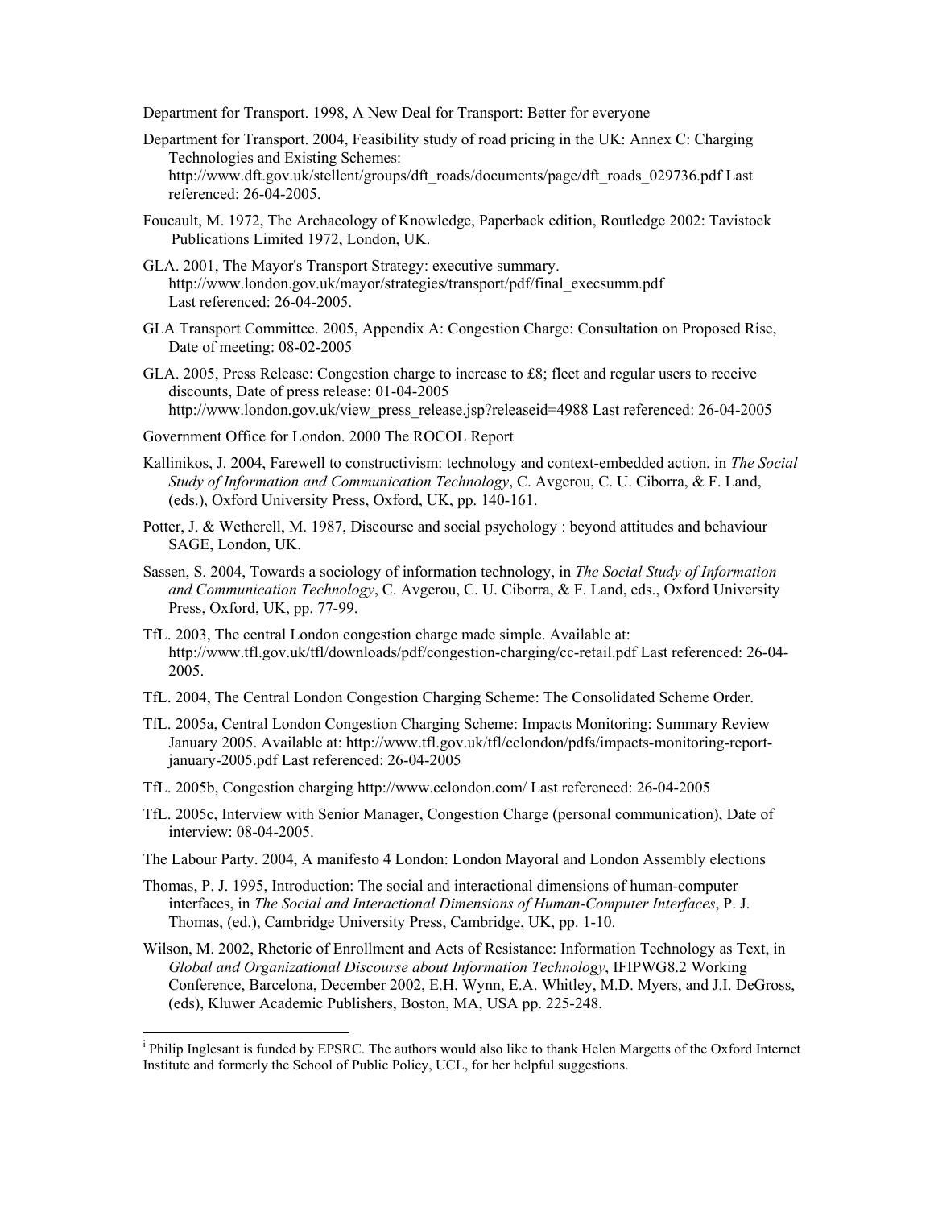Department for Transport. 1998, A New Deal for Transport: Better for everyone

Department for Transport. 2004, Feasibility study of road pricing in the UK: Annex C: Charging Technologies and Existing Schemes: http://www.dft.gov.uk/stellent/groups/dft_roads/documents/page/dft_roads_029736.pdf Last referenced: 26-04-2005.

Foucault, M. 1972, The Archaeology of Knowledge, Paperback edition, Routledge 2002: Tavistock Publications Limited 1972, London, UK.

GLA. 2001, The Mayor's Transport Strategy: executive summary. http://www.london.gov.uk/mayor/strategies/transport/pdf/final_execsumm.pdf Last referenced: 26-04-2005.

GLA Transport Committee. 2005, Appendix A: Congestion Charge: Consultation on Proposed Rise, Date of meeting: 08-02-2005

GLA. 2005, Press Release: Congestion charge to increase to £8; fleet and regular users to receive discounts, Date of press release: 01-04-2005 http://www.london.gov.uk/view_press_release.jsp?releaseid=4988 Last referenced: 26-04-2005

Government Office for London. 2000 The ROCOL Report

Kallinikos, J. 2004, Farewell to constructivism: technology and context-embedded action, in *The Social Study of Information and Communication Technology*, C. Avgerou, C. U. Ciborra, & F. Land, (eds.), Oxford University Press, Oxford, UK, pp. 140-161.

Potter, J. & Wetherell, M. 1987, Discourse and social psychology : beyond attitudes and behaviour SAGE, London, UK.

Sassen, S. 2004, Towards a sociology of information technology, in *The Social Study of Information and Communication Technology*, C. Avgerou, C. U. Ciborra, & F. Land, eds., Oxford University Press, Oxford, UK, pp. 77-99.

TfL. 2003, The central London congestion charge made simple. Available at: http://www.tfl.gov.uk/tfl/downloads/pdf/congestion-charging/cc-retail.pdf Last referenced: 26-04-2005.

TfL. 2004, The Central London Congestion Charging Scheme: The Consolidated Scheme Order.

TfL. 2005a, Central London Congestion Charging Scheme: Impacts Monitoring: Summary Review January 2005. Available at: http://www.tfl.gov.uk/tfl/cclondon/pdfs/impacts-monitoring-report-january-2005.pdf Last referenced: 26-04-2005

TfL. 2005b, Congestion charging http://www.cclondon.com/ Last referenced: 26-04-2005

TfL. 2005c, Interview with Senior Manager, Congestion Charge (personal communication), Date of interview: 08-04-2005.

The Labour Party. 2004, A manifesto 4 London: London Mayoral and London Assembly elections

Thomas, P. J. 1995, Introduction: The social and interactional dimensions of human-computer interfaces, in *The Social and Interactional Dimensions of Human-Computer Interfaces*, P. J. Thomas, (ed.), Cambridge University Press, Cambridge, UK, pp. 1-10.

Wilson, M. 2002, Rhetoric of Enrollment and Acts of Resistance: Information Technology as Text, in *Global and Organizational Discourse about Information Technology*, IFIPWG8.2 Working Conference, Barcelona, December 2002, E.H. Wynn, E.A. Whitley, M.D. Myers, and J.I. DeGross, (eds), Kluwer Academic Publishers, Boston, MA, USA pp. 225-248.

---

[i] Philip Inglesant is funded by EPSRC. The authors would also like to thank Helen Margetts of the Oxford Internet Institute and formerly the School of Public Policy, UCL, for her helpful suggestions.